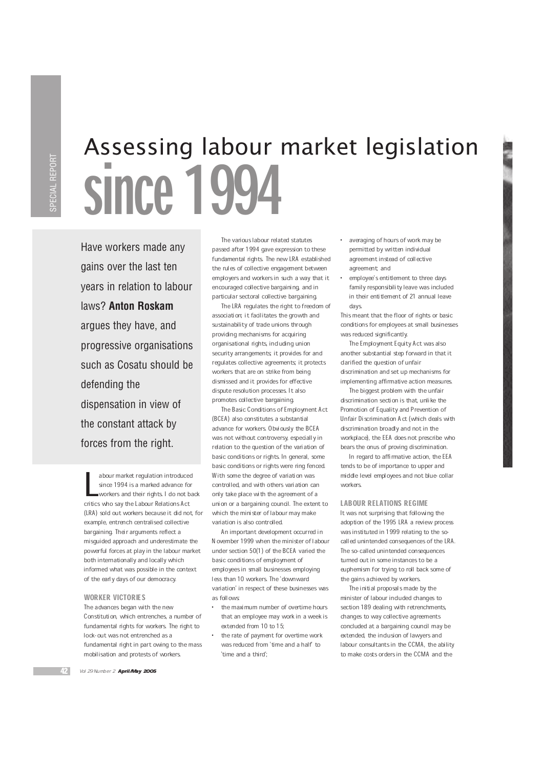# Assessing labour market legislation since 1994

Have workers made any gains over the last ten years in relation to labour laws? **Anton Roskam** argues they have, and progressive organisations such as Cosatu should be defending the dispensation in view of the constant attack by forces from the right.

Labour market regulation introduced since 1994 is a marked advance for workers and their rights. I do not back critics who say the Labour Relations Act (LRA) sold out workers because it did not, for example, entrench centralised collective bargaining. Their arguments reflect a misguided approach and underestimate the powerful forces at play in the labour market both internationally and locally which informed what was possible in the context of the early days of our democracy.

### WORKER VICTORIES

The advances began with the new Constitution, which entrenches a number of fundamental rights for workers. The right to lock-out was not entrenched as a fundamental right in part owing to the mass mobilisation and protests of workers.

The various labour related statutes passed after 1994 gave expression to these fundamental rights. The new LRA established the rules of collective engagement between employers and workers in such a way that it encouraged collective bargaining, and in particular sectoral collective bargaining.

The LRA regulates the right to freedom of association; it facilitates the growth and sustainability of trade unions through providing mechanisms for acquiring organisational rights, including union security arrangements; it provides for and regulates collective agreements; it protects workers that are on strike from being dismissed and it provides for effective dispute resolution processes. It also promotes collective bargaining.

The Basic Conditions of Employment Act (BCEA) also constitutes a substantial advance for workers. Obviously the BCEA was not without controversy, especially in relation to the question of the variation of basic conditions or rights. In general, some basic conditions or rights were ring fenced. With some the degree of variation was controlled, and with others variation can only take place with the agreement of a union or a bargaining council. The extent to which the minister of labour may make variation is also controlled.

An important development occurred in November 1999 when the minister of labour under section 50(1) of the BCEA varied the basic conditions of employment of employees in small businesses employing less than 10 workers. The 'downward variation' in respect of these businesses was as follows:

- the maximum number of overtime hours that an employee may work in a week is extended from 10 to 15;
- the rate of payment for overtime work was reduced from 'time and a half' to 'time and a third';
- averaging of hours of work may be permitted by written individual agreement instead of collective agreement; and
- employee's entitlement to three days family responsibility leave was included in their entitlement of 21 annual leave days.

This meant that the floor of rights or basic conditions for employees at small businesses was reduced significantly.

The Employment Equity Act was also another substantial step forward in that it clarified the question of unfair discrimination and set up mechanisms for implementing affirmative action measures.

The biggest problem with the unfair discrimination section is that, unlike the Promotion of Equality and Prevention of Unfair Discrimination Act (which deals with discrimination broadly and not in the workplace), the EEA does not prescribe who bears the onus of proving discrimination.

In regard to affirmative action, the EEA tends to be of importance to upper and middle level employees and not blue-collar workers.

### LABOUR RELATIONS REGIME

It was not surprising that following the adoption of the 1995 LRA a review process was instituted in 1999 relating to the so-called unintended consequences of the LRA. The so-called unintended consequences turned out in some instances to be a euphemism for trying to roll back some of the gains achieved by workers.

The initial proposals made by the minister of labour included changes to section 189 dealing with retrenchments, changes to way collective agreements concluded at a bargaining council may be extended, the inclusion of lawyers and labour consultants in the CCMA, the ability to make costs orders in the CCMA and the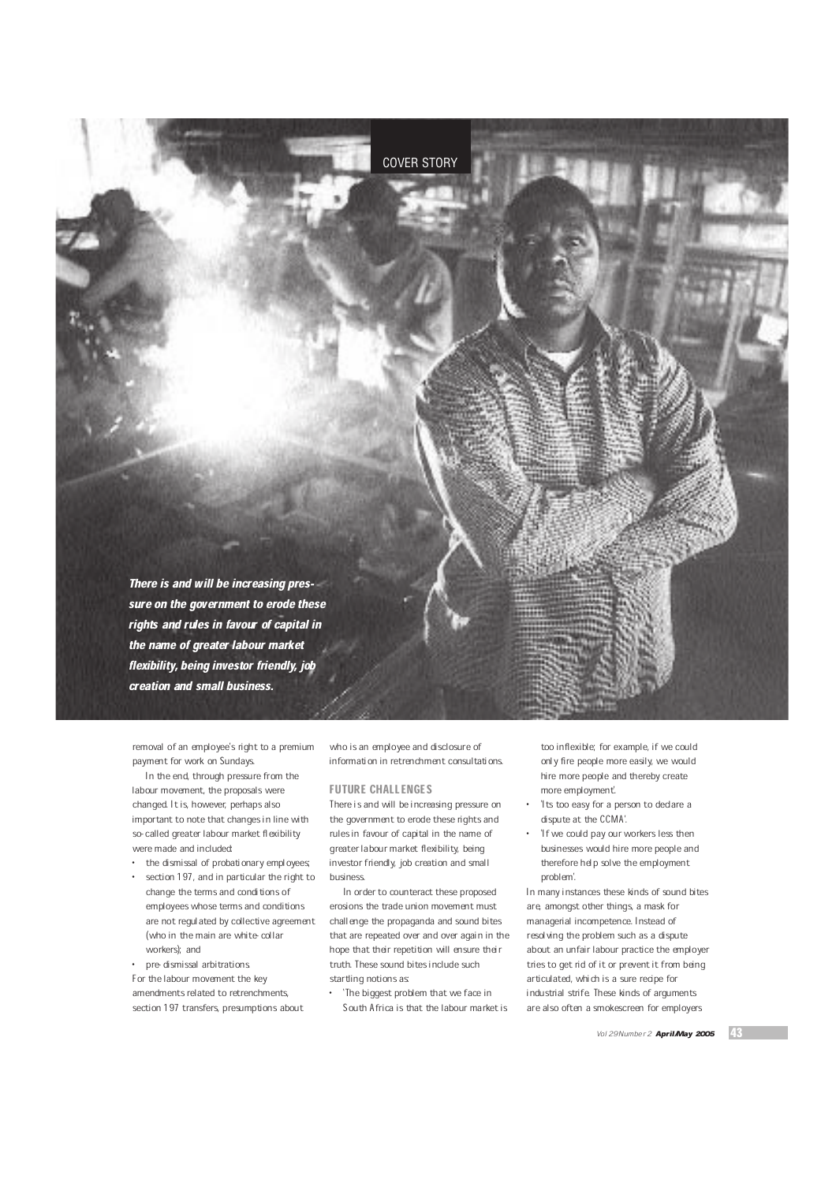COVER STORY

***There is and will be increasing pressure on the government to erode these rights and rules in favour of capital in the name of greater labour market flexibility, being investor friendly, job creation and small business.***

removal of an employee's right to a premium payment for work on Sundays.

In the end, through pressure from the labour movement, the proposals were changed. It is, however, perhaps also important to note that changes in line with so-called greater labour market flexibility were made and included:

- the dismissal of probationary employees;
- section 197, and in particular the right to change the terms and conditions of employees whose terms and conditions are not regulated by collective agreement (who in the main are white-collar workers); and
- pre-dismissal arbitrations.

For the labour movement the key amendments related to retrenchments, section 197 transfers, presumptions about who is an employee and disclosure of information in retrenchment consultations.

## FUTURE CHALLENGES

There is and will be increasing pressure on the government to erode these rights and rules in favour of capital in the name of greater labour market flexibility, being investor friendly, job creation and small business.

In order to counteract these proposed erosions the trade union movement must challenge the propaganda and sound bites that are repeated over and over again in the hope that their repetition will ensure their truth. These sound bites include such startling notions as:

- 'The biggest problem that we face in South Africa is that the labour market is too inflexible; for example, if we could only fire people more easily, we would hire more people and thereby create more employment'.
- 'Its too easy for a person to declare a dispute at the CCMA'.
- 'If we could pay our workers less then businesses would hire more people and therefore help solve the employment problem'.

In many instances these kinds of sound bites are, amongst other things, a mask for managerial incompetence. Instead of resolving the problem such as a dispute about an unfair labour practice the employer tries to get rid of it or prevent it from being articulated, which is a sure recipe for industrial strife. These kinds of arguments are also often a smokescreen for employers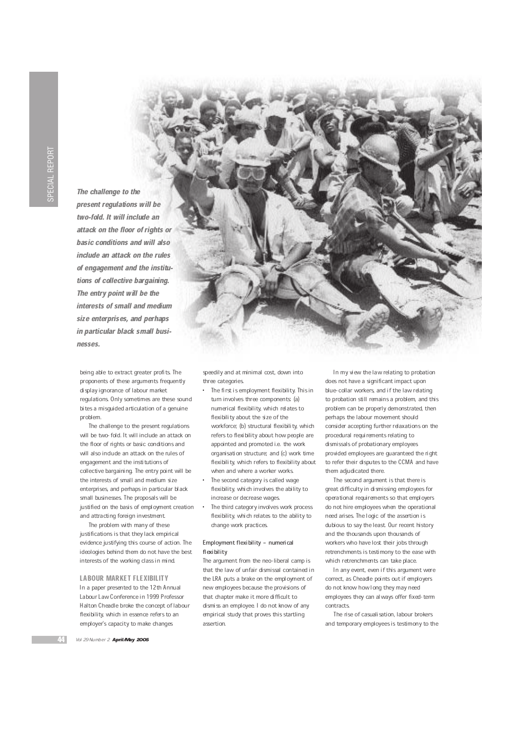*The challenge to the present regulations will be two-fold. It will include an attack on the floor of rights or basic conditions and will also include an attack on the rules of engagement and the institutions of collective bargaining. The entry point will be the interests of small and medium size enterprises, and perhaps in particular black small businesses.*

being able to extract greater profits. The proponents of these arguments frequently display ignorance of labour market regulations. Only sometimes are these sound bites a misguided articulation of a genuine problem.

The challenge to the present regulations will be two-fold. It will include an attack on the floor of rights or basic conditions and will also include an attack on the rules of engagement and the institutions of collective bargaining. The entry point will be the interests of small and medium size enterprises, and perhaps in particular black small businesses. The proposals will be justified on the basis of employment creation and attracting foreign investment.

The problem with many of these justifications is that they lack empirical evidence justifying this course of action. The ideologies behind them do not have the best interests of the working class in mind.

## LABOUR MARKET FLEXIBILITY

In a paper presented to the 12th Annual Labour Law Conference in 1999 Professor Halton Cheadle broke the concept of labour flexibility, which in essence refers to an employer's capacity to make changes speedily and at minimal cost, down into three categories.

- The first is employment flexibility. This in turn involves three components: (a) numerical flexibility, which relates to flexibility about the size of the workforce; (b) structural flexibility, which refers to flexibility about how people are appointed and promoted i.e. the work organisation structure; and (c) work time flexibility, which refers to flexibility about when and where a worker works.
- The second category is called wage flexibility, which involves the ability to increase or decrease wages.
- The third category involves work process flexibility, which relates to the ability to change work practices.

### Employment flexibility – numerical flexibility

The argument from the neo-liberal camp is that the law of unfair dismissal contained in the LRA puts a brake on the employment of new employees because the provisions of that chapter make it more difficult to dismiss an employee. I do not know of any empirical study that proves this startling assertion.

In my view the law relating to probation does not have a significant impact upon blue-collar workers, and if the law relating to probation still remains a problem, and this problem can be properly demonstrated, then perhaps the labour movement should consider accepting further relaxations on the procedural requirements relating to dismissals of probationary employees provided employees are guaranteed the right to refer their disputes to the CCMA and have them adjudicated there.

The second argument is that there is great difficulty in dismissing employees for operational requirements so that employers do not hire employees when the operational need arises. The logic of the assertion is dubious to say the least. Our recent history and the thousands upon thousands of workers who have lost their jobs through retrenchments is testimony to the ease with which retrenchments can take place.

In any event, even if this argument were correct, as Cheadle points out if employers do not know how long they may need employees they can always offer fixed-term contracts.

The rise of casualisation, labour brokers and temporary employees is testimony to the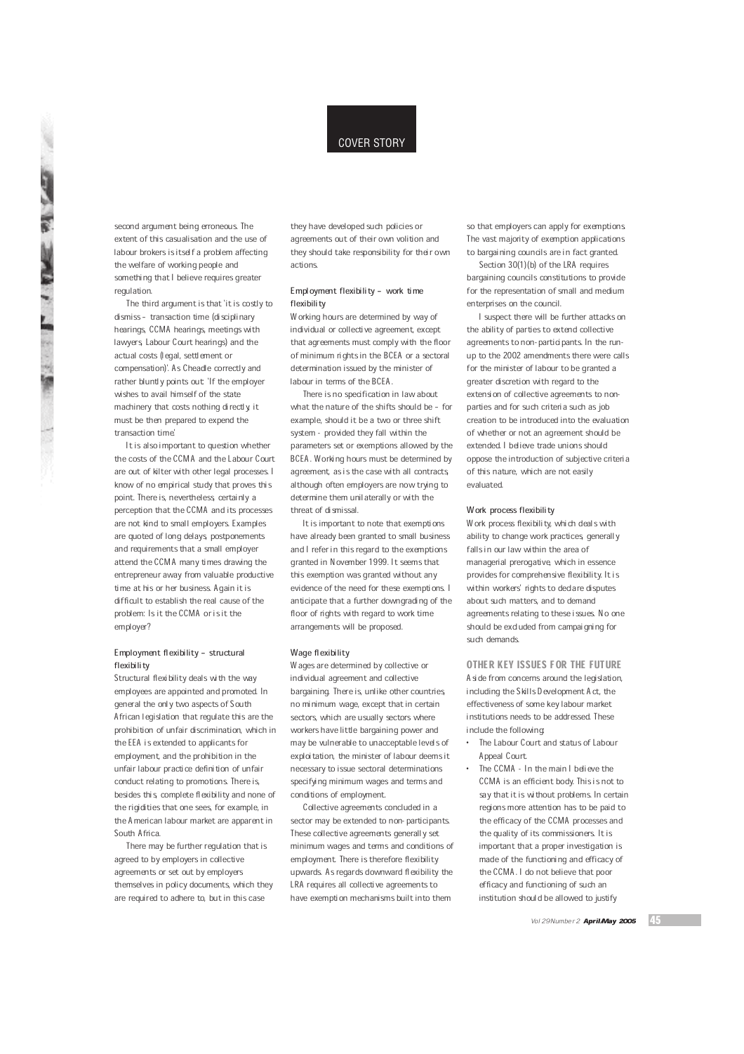second argument being erroneous. The extent of this casualisation and the use of labour brokers is itself a problem affecting the welfare of working people and something that I believe requires greater regulation.

The third argument is that 'it is costly to dismiss – transaction time (disciplinary hearings, CCMA hearings, meetings with lawyers, Labour Court hearings) and the actual costs (legal, settlement or compensation)'. As Cheadle correctly and rather bluntly points out: 'If the employer wishes to avail himself of the state machinery that costs nothing directly, it must be then prepared to expend the transaction time.'

It is also important to question whether the costs of the CCMA and the Labour Court are out of kilter with other legal processes. I know of no empirical study that proves this point. There is, nevertheless, certainly a perception that the CCMA and its processes are not kind to small employers. Examples are quoted of long delays, postponements and requirements that a small employer attend the CCMA many times drawing the entrepreneur away from valuable productive time at his or her business. Again it is difficult to establish the real cause of the problem: Is it the CCMA or is it the employer?

**Employment flexibility – structural flexibility**

Structural flexibility deals with the way employees are appointed and promoted. In general the only two aspects of South African legislation that regulate this are the prohibition of unfair discrimination, which in the EEA is extended to applicants for employment, and the prohibition in the unfair labour practice definition of unfair conduct relating to promotions. There is, besides this, complete flexibility and none of the rigidities that one sees, for example, in the American labour market are apparent in South Africa.

There may be further regulation that is agreed to by employers in collective agreements or set out by employers themselves in policy documents, which they are required to adhere to, but in this case they have developed such policies or agreements out of their own volition and they should take responsibility for their own actions.

**Employment flexibility – work time flexibility**

Working hours are determined by way of individual or collective agreement, except that agreements must comply with the floor of minimum rights in the BCEA or a sectoral determination issued by the minister of labour in terms of the BCEA.

There is no specification in law about what the nature of the shifts should be – for example, should it be a two or three shift system – provided they fall within the parameters set or exemptions allowed by the BCEA. Working hours must be determined by agreement, as is the case with all contracts, although often employers are now trying to determine them unilaterally or with the threat of dismissal.

It is important to note that exemptions have already been granted to small business and I refer in this regard to the exemptions granted in November 1999. It seems that this exemption was granted without any evidence of the need for these exemptions. I anticipate that a further downgrading of the floor of rights with regard to work time arrangements will be proposed.

**Wage flexibility**

Wages are determined by collective or individual agreement and collective bargaining. There is, unlike other countries, no minimum wage, except that in certain sectors, which are usually sectors where workers have little bargaining power and may be vulnerable to unacceptable levels of exploitation, the minister of labour deems it necessary to issue sectoral determinations specifying minimum wages and terms and conditions of employment.

Collective agreements concluded in a sector may be extended to non-participants. These collective agreements generally set minimum wages and terms and conditions of employment. There is therefore flexibility upwards. As regards downward flexibility the LRA requires all collective agreements to have exemption mechanisms built into them so that employers can apply for exemptions. The vast majority of exemption applications to bargaining councils are in fact granted.

Section 30(1)(b) of the LRA requires bargaining councils constitutions to provide for the representation of small and medium enterprises on the council.

I suspect there will be further attacks on the ability of parties to extend collective agreements to non-participants. In the run-up to the 2002 amendments there were calls for the minister of labour to be granted a greater discretion with regard to the extension of collective agreements to non-parties and for such criteria such as job creation to be introduced into the evaluation of whether or not an agreement should be extended. I believe trade unions should oppose the introduction of subjective criteria of this nature, which are not easily evaluated.

**Work process flexibility**

Work process flexibility, which deals with ability to change work practices, generally falls in our law within the area of managerial prerogative, which in essence provides for comprehensive flexibility. It is within workers' rights to declare disputes about such matters, and to demand agreements relating to these issues. No one should be excluded from campaigning for such demands.

## OTHER KEY ISSUES FOR THE FUTURE

Aside from concerns around the legislation, including the Skills Development Act, the effectiveness of some key labour market institutions needs to be addressed. These include the following:

- The Labour Court and status of Labour Appeal Court.
- The CCMA – In the main I believe the CCMA is an efficient body. This is not to say that it is without problems. In certain regions more attention has to be paid to the efficacy of the CCMA processes and the quality of its commissioners. It is important that a proper investigation is made of the functioning and efficacy of the CCMA. I do not believe that poor efficacy and functioning of such an institution should be allowed to justify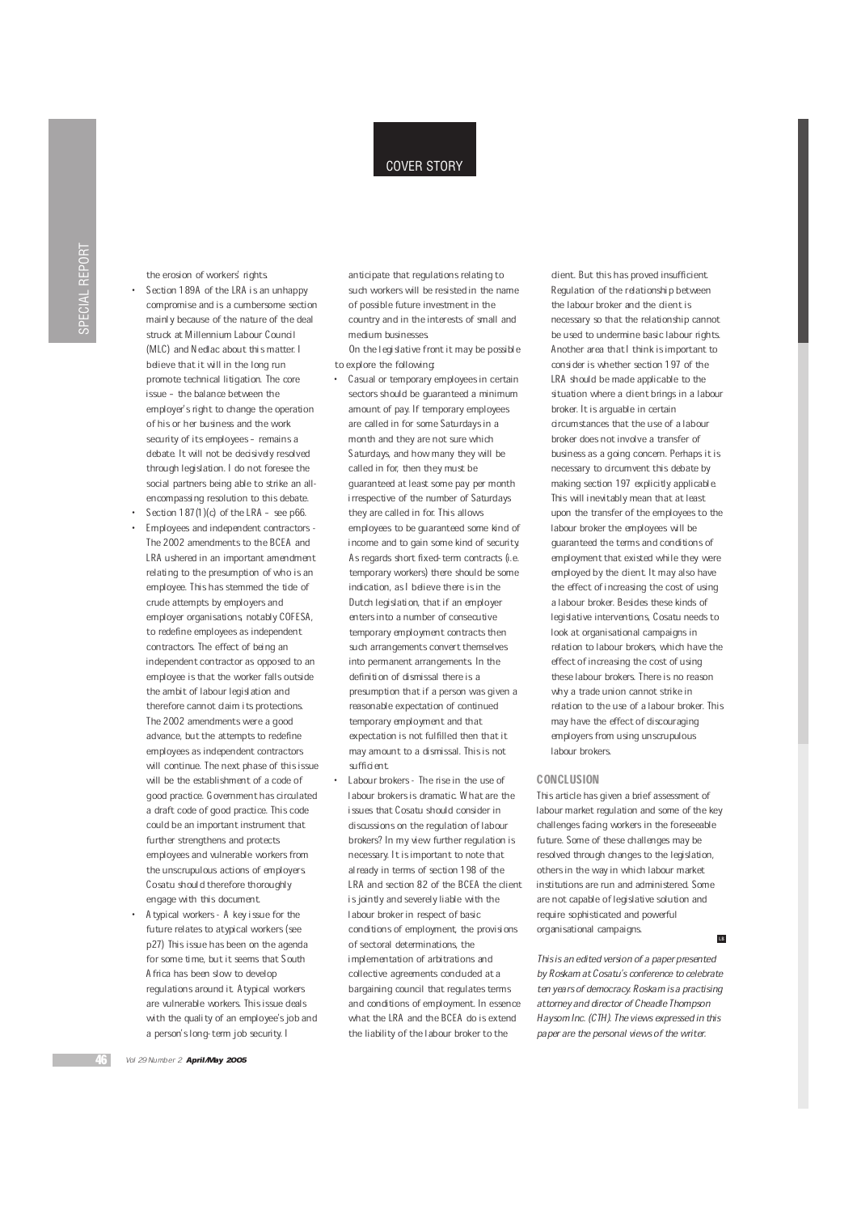the erosion of workers' rights.

- Section 189A of the LRA is an unhappy compromise and is a cumbersome section mainly because of the nature of the deal struck at Millennium Labour Council (MLC) and Nedlac about this matter. I believe that it will in the long run promote technical litigation. The core issue – the balance between the employer's right to change the operation of his or her business and the work security of its employees – remains a debate. It will not be decisively resolved through legislation. I do not foresee the social partners being able to strike an all-encompassing resolution to this debate.
- Section 187(1)(c) of the LRA – see p66.
- Employees and independent contractors - The 2002 amendments to the BCEA and LRA ushered in an important amendment relating to the presumption of who is an employee. This has stemmed the tide of crude attempts by employers and employer organisations, notably COFESA, to redefine employees as independent contractors. The effect of being an independent contractor as opposed to an employee is that the worker falls outside the ambit of labour legislation and therefore cannot claim its protections. The 2002 amendments were a good advance, but the attempts to redefine employees as independent contractors will continue. The next phase of this issue will be the establishment of a code of good practice. Government has circulated a draft code of good practice. This code could be an important instrument that further strengthens and protects employees and vulnerable workers from the unscrupulous actions of employers. Cosatu should therefore thoroughly engage with this document.
- Atypical workers - A key issue for the future relates to atypical workers (see p27). This issue has been on the agenda for some time, but it seems that South Africa has been slow to develop regulations around it. Atypical workers are vulnerable workers. This issue deals with the quality of an employee's job and a person's long-term job security. I anticipate that regulations relating to such workers will be resisted in the name of possible future investment in the country and in the interests of small and medium businesses.

On the legislative front it may be possible to explore the following:

- Casual or temporary employees in certain sectors should be guaranteed a minimum amount of pay. If temporary employees are called in for some Saturdays in a month and they are not sure which Saturdays, and how many they will be called in for, then they must be guaranteed at least some pay per month irrespective of the number of Saturdays they are called in for. This allows employees to be guaranteed some kind of income and to gain some kind of security. As regards short fixed-term contracts (i.e. temporary workers) there should be some indication, as I believe there is in the Dutch legislation, that if an employer enters into a number of consecutive temporary employment contracts then such arrangements convert themselves into permanent arrangements. In the definition of dismissal there is a presumption that if a person was given a reasonable expectation of continued temporary employment and that expectation is not fulfilled then that it may amount to a dismissal. This is not sufficient.
- Labour brokers - The rise in the use of labour brokers is dramatic. What are the issues that Cosatu should consider in discussions on the regulation of labour brokers? In my view further regulation is necessary. It is important to note that already in terms of section 198 of the LRA and section 82 of the BCEA the client is jointly and severely liable with the labour broker in respect of basic conditions of employment, the provisions of sectoral determinations, the implementation of arbitrations and collective agreements concluded at a bargaining council that regulates terms and conditions of employment. In essence what the LRA and the BCEA do is extend the liability of the labour broker to the client. But this has proved insufficient. Regulation of the relationship between the labour broker and the client is necessary so that the relationship cannot be used to undermine basic labour rights. Another area that I think is important to consider is whether section 197 of the LRA should be made applicable to the situation where a client brings in a labour broker. It is arguable in certain circumstances that the use of a labour broker does not involve a transfer of business as a going concern. Perhaps it is necessary to circumvent this debate by making section 197 explicitly applicable. This will inevitably mean that at least upon the transfer of the employees to the labour broker the employees will be guaranteed the terms and conditions of employment that existed while they were employed by the client. It may also have the effect of increasing the cost of using a labour broker. Besides these kinds of legislative interventions, Cosatu needs to look at organisational campaigns in relation to labour brokers, which have the effect of increasing the cost of using these labour brokers. There is no reason why a trade union cannot strike in relation to the use of a labour broker. This may have the effect of discouraging employers from using unscrupulous labour brokers.

## CONCLUSION

This article has given a brief assessment of labour market regulation and some of the key challenges facing workers in the foreseeable future. Some of these challenges may be resolved through changes to the legislation, others in the way in which labour market institutions are run and administered. Some are not capable of legislative solution and require sophisticated and powerful organisational campaigns.

*This is an edited version of a paper presented by Roskam at Cosatu's conference to celebrate ten years of democracy. Roskam is a practising attorney and director of Cheadle Thompson Haysom Inc. (CTH). The views expressed in this paper are the personal views of the writer.*